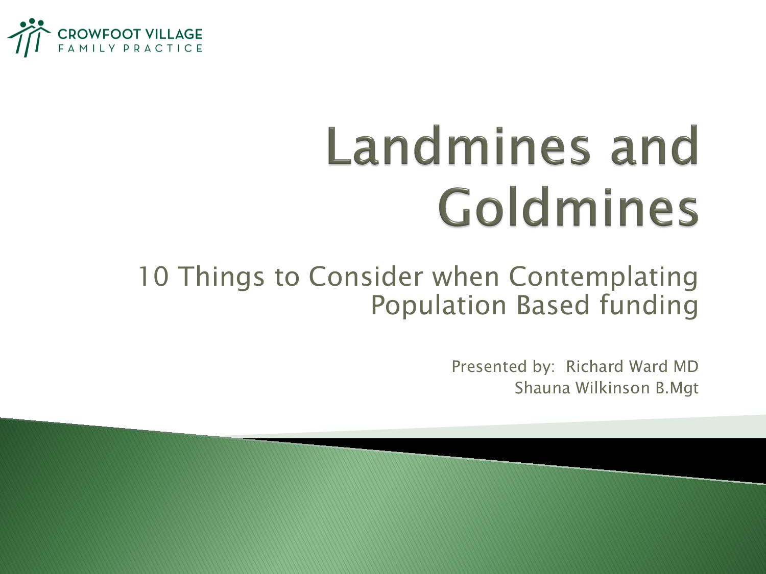CROWFOOT VILLAGE
FAMILY PRACTICE

# Landmines and Goldmines

## 10 Things to Consider when Contemplating Population Based funding

Presented by: Richard Ward MD
Shauna Wilkinson B.Mgt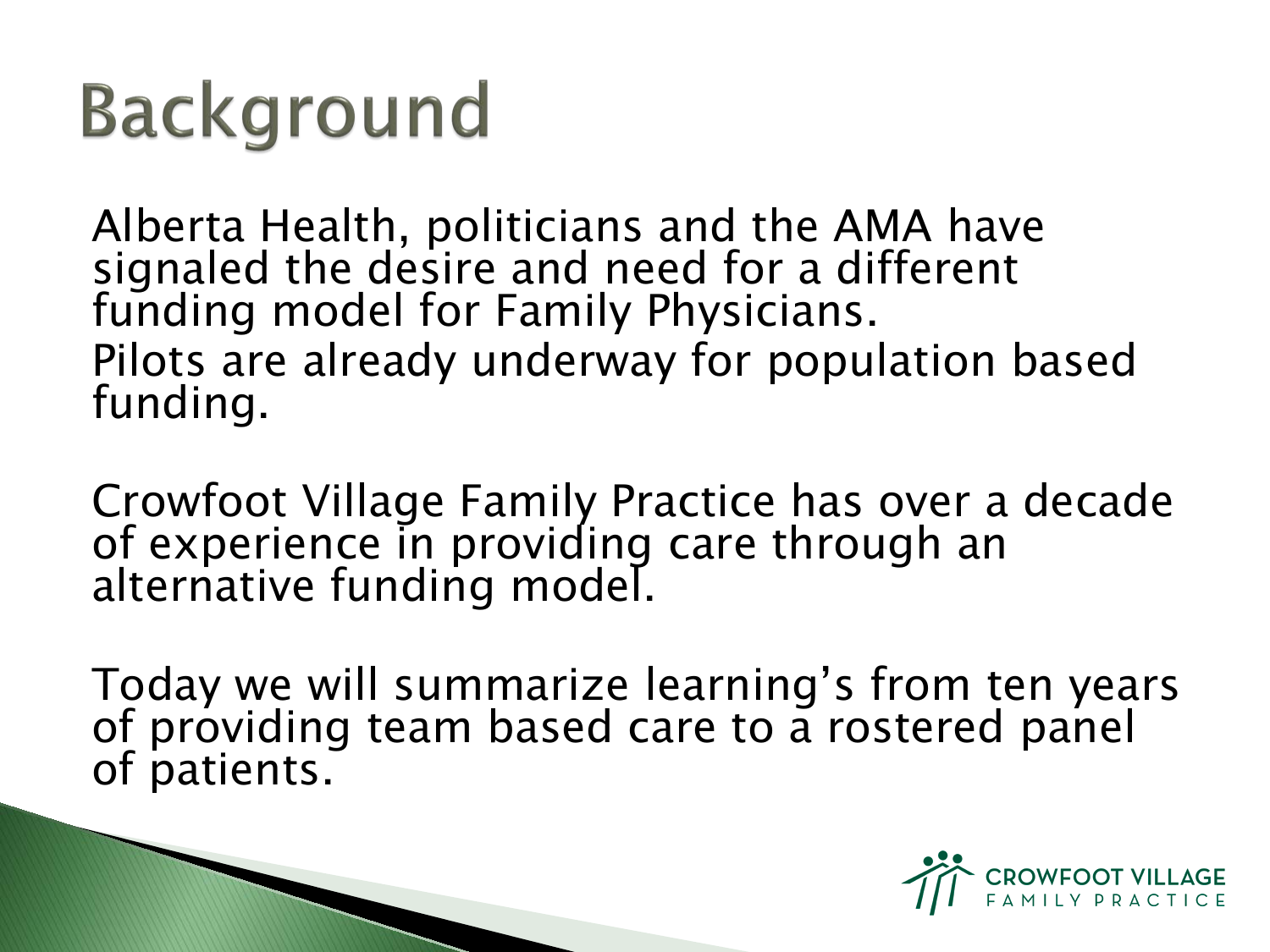# Background

Alberta Health, politicians and the AMA have signaled the desire and need for a different funding model for Family Physicians.
Pilots are already underway for population based funding.

Crowfoot Village Family Practice has over a decade of experience in providing care through an alternative funding model.

Today we will summarize learning's from ten years of providing team based care to a rostered panel of patients.

CROWFOOT VILLAGE FAMILY PRACTICE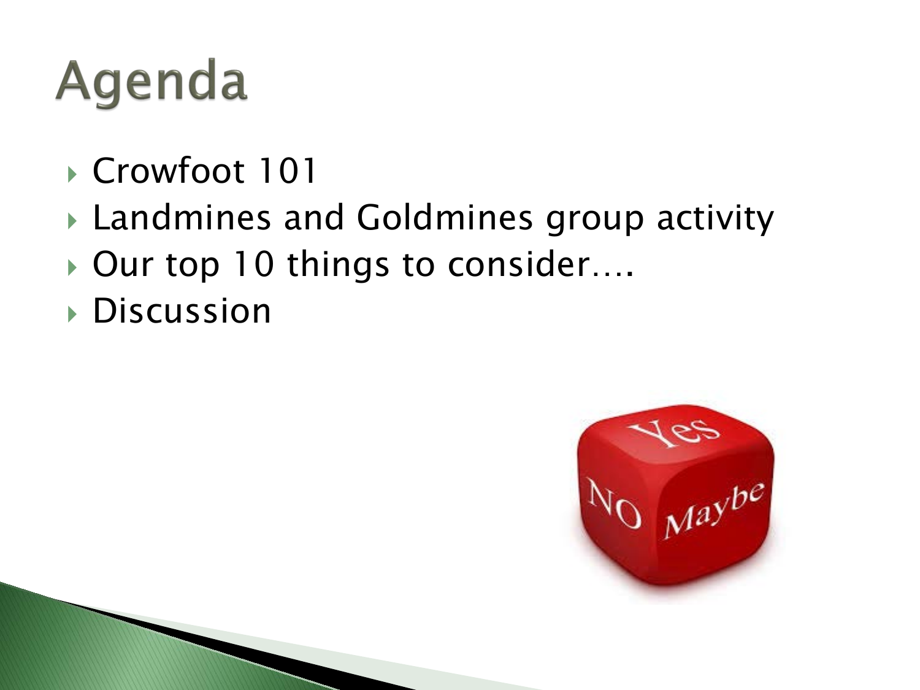# Agenda

- Crowfoot 101
- Landmines and Goldmines group activity
- Our top 10 things to consider….
- Discussion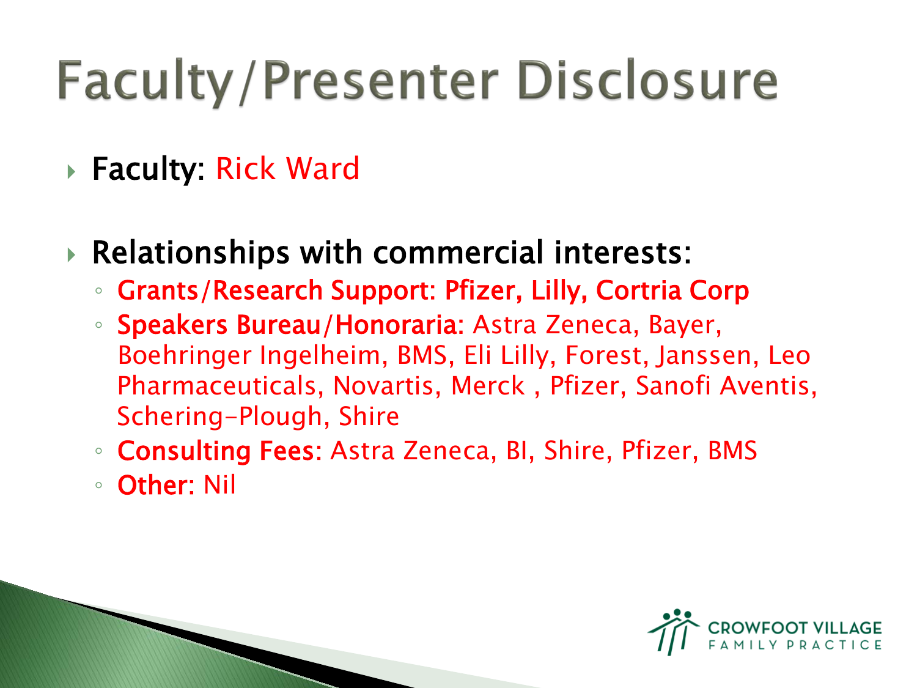# Faculty/Presenter Disclosure

- **Faculty:** Rick Ward
- **Relationships with commercial interests:**
  - **Grants/Research Support: Pfizer, Lilly, Cortria Corp**
  - **Speakers Bureau/Honoraria:** Astra Zeneca, Bayer, Boehringer Ingelheim, BMS, Eli Lilly, Forest, Janssen, Leo Pharmaceuticals, Novartis, Merck , Pfizer, Sanofi Aventis, Schering-Plough, Shire
  - **Consulting Fees:** Astra Zeneca, BI, Shire, Pfizer, BMS
  - **Other:** Nil

CROWFOOT VILLAGE FAMILY PRACTICE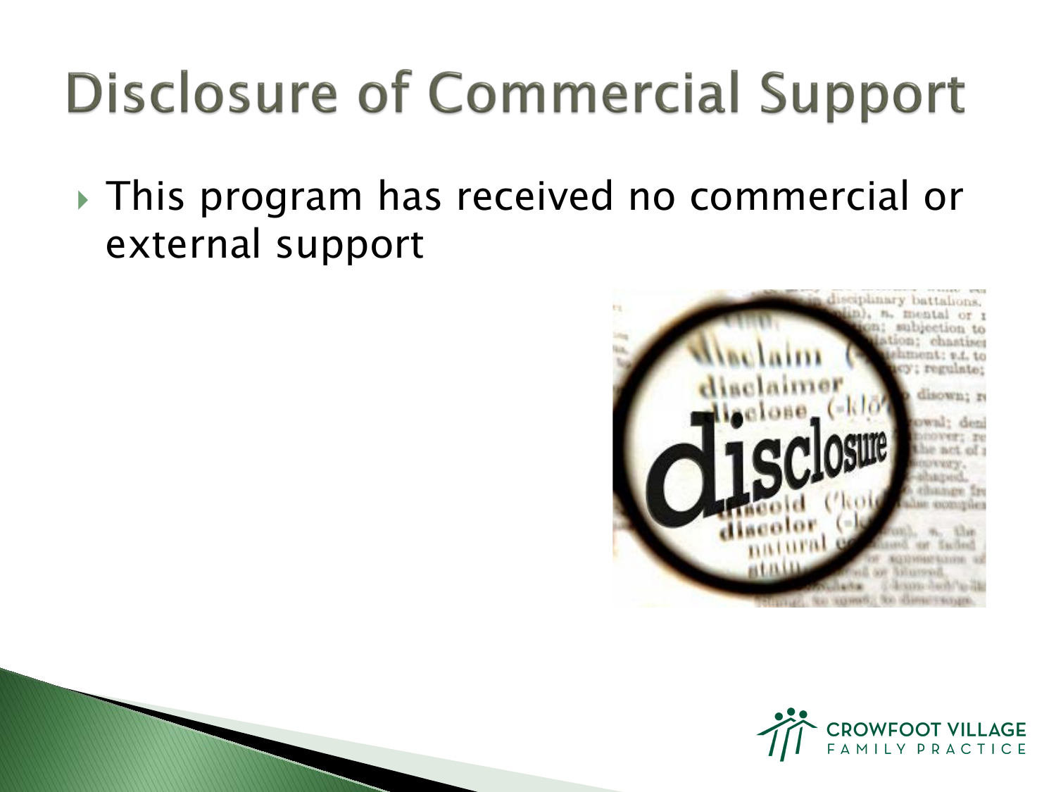# Disclosure of Commercial Support

- This program has received no commercial or external support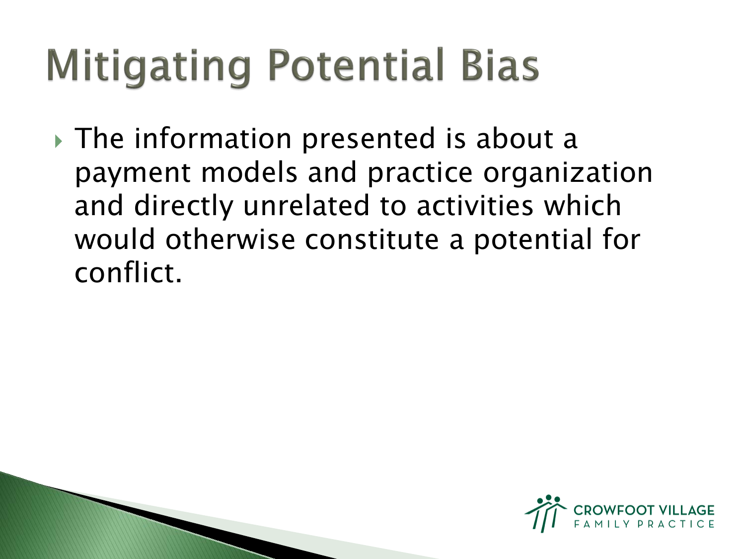# Mitigating Potential Bias

- The information presented is about a payment models and practice organization and directly unrelated to activities which would otherwise constitute a potential for conflict.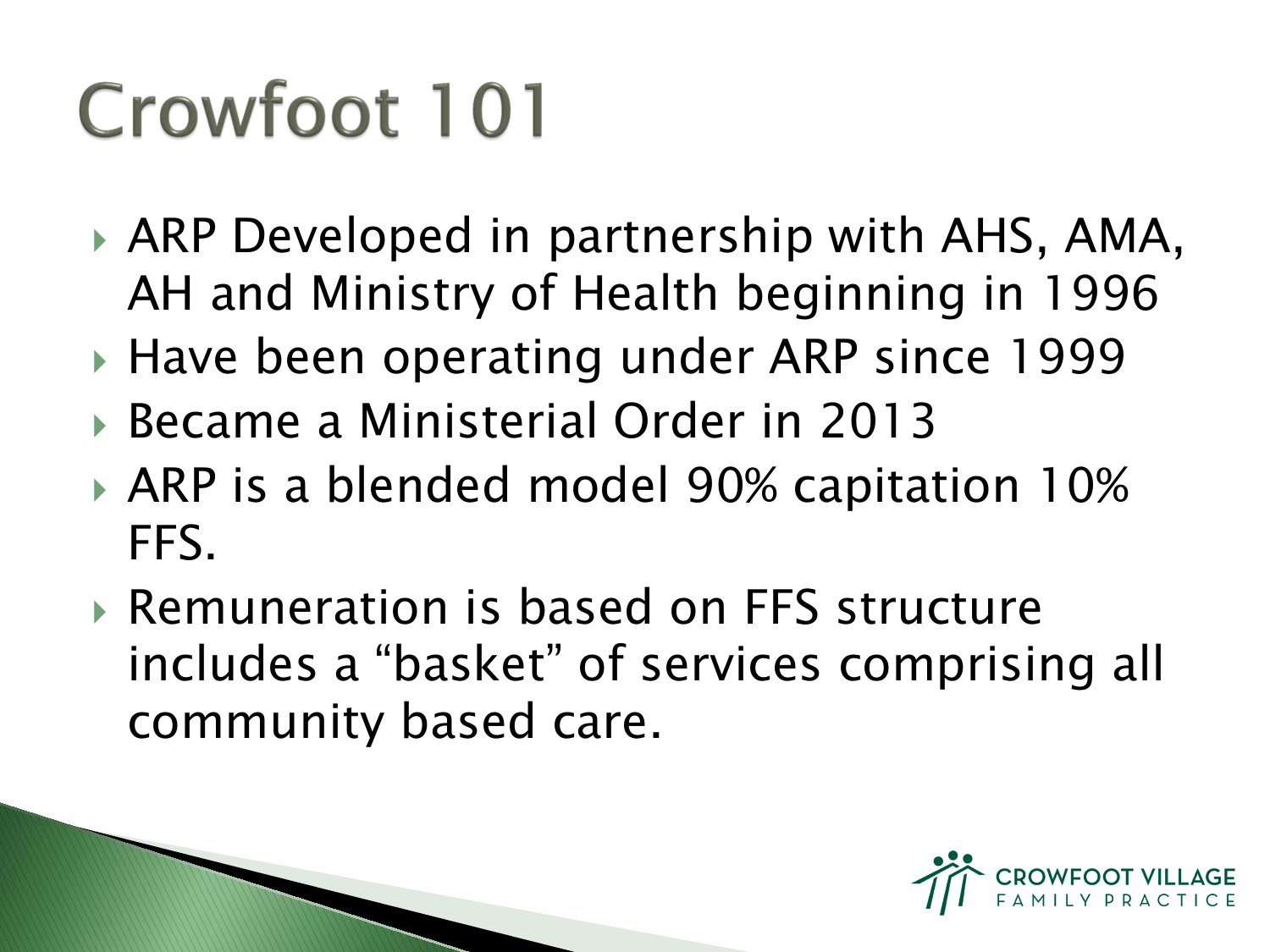# Crowfoot 101

- ARP Developed in partnership with AHS, AMA, AH and Ministry of Health beginning in 1996
- Have been operating under ARP since 1999
- Became a Ministerial Order in 2013
- ARP is a blended model 90% capitation 10% FFS.
- Remuneration is based on FFS structure includes a “basket” of services comprising all community based care.

CROWFOOT VILLAGE FAMILY PRACTICE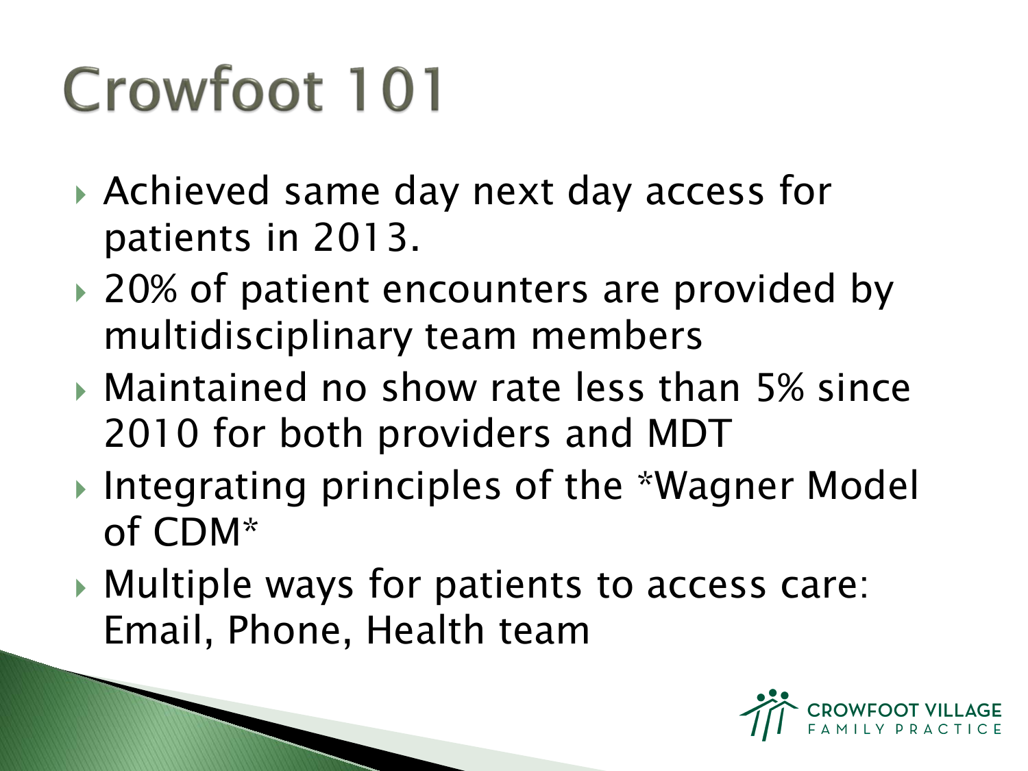# Crowfoot 101

- Achieved same day next day access for patients in 2013.
- 20% of patient encounters are provided by multidisciplinary team members
- Maintained no show rate less than 5% since 2010 for both providers and MDT
- Integrating principles of the *Wagner Model of CDM*
- Multiple ways for patients to access care: Email, Phone, Health team

CROWFOOT VILLAGE FAMILY PRACTICE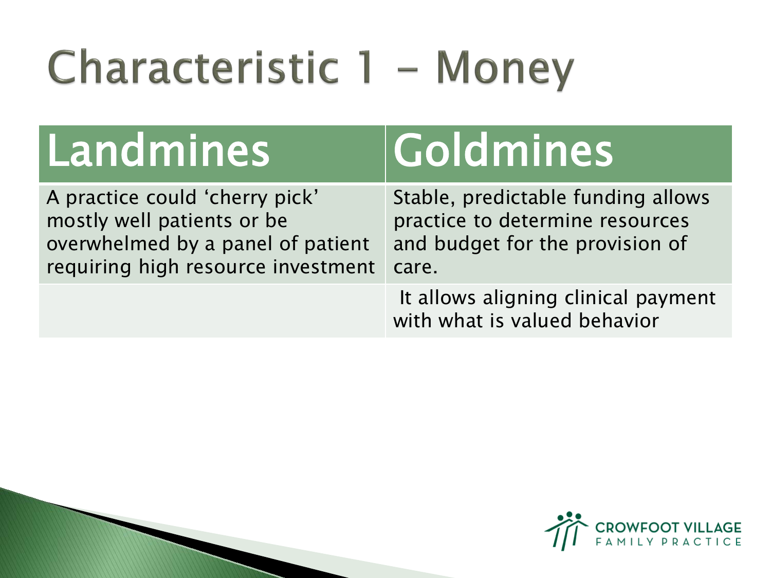# Characteristic 1 - Money

| Landmines | Goldmines |
| --- | --- |
| A practice could 'cherry pick' mostly well patients or be overwhelmed by a panel of patient requiring high resource investment | Stable, predictable funding allows practice to determine resources and budget for the provision of care. |
| | It allows aligning clinical payment with what is valued behavior |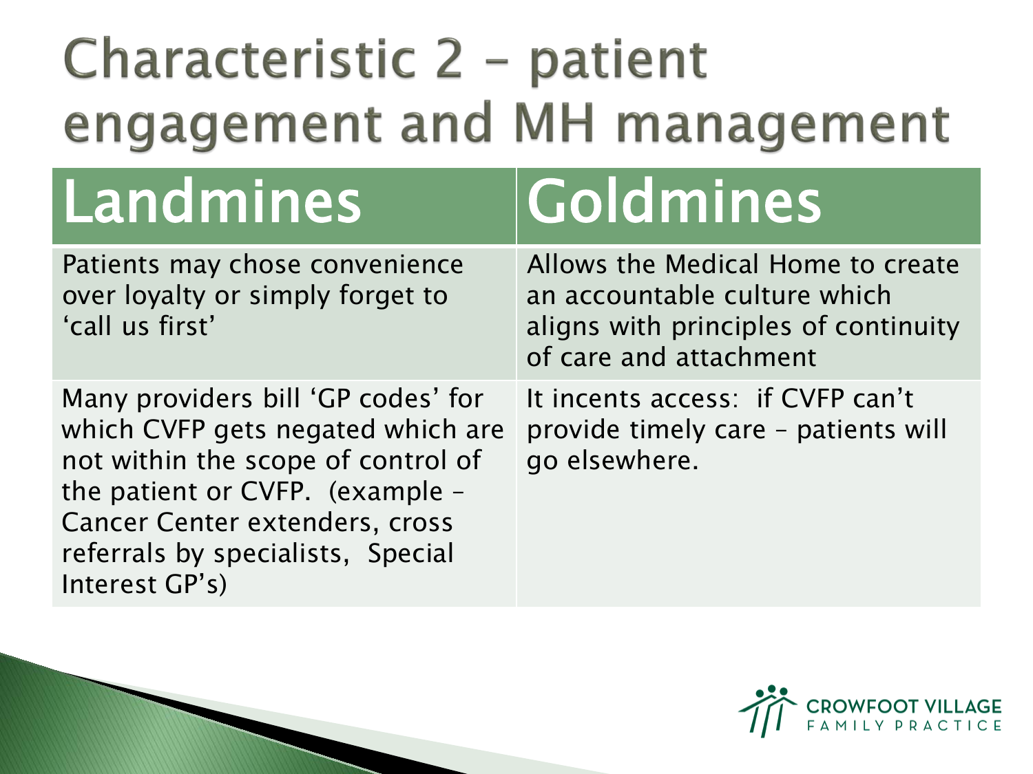# Characteristic 2 – patient engagement and MH management

| Landmines | Goldmines |
|---|---|
| Patients may chose convenience over loyalty or simply forget to 'call us first' | Allows the Medical Home to create an accountable culture which aligns with principles of continuity of care and attachment |
| Many providers bill 'GP codes' for which CVFP gets negated which are not within the scope of control of the patient or CVFP. (example – Cancer Center extenders, cross referrals by specialists, Special Interest GP's) | It incents access: if CVFP can't provide timely care – patients will go elsewhere. |

CROWFOOT VILLAGE FAMILY PRACTICE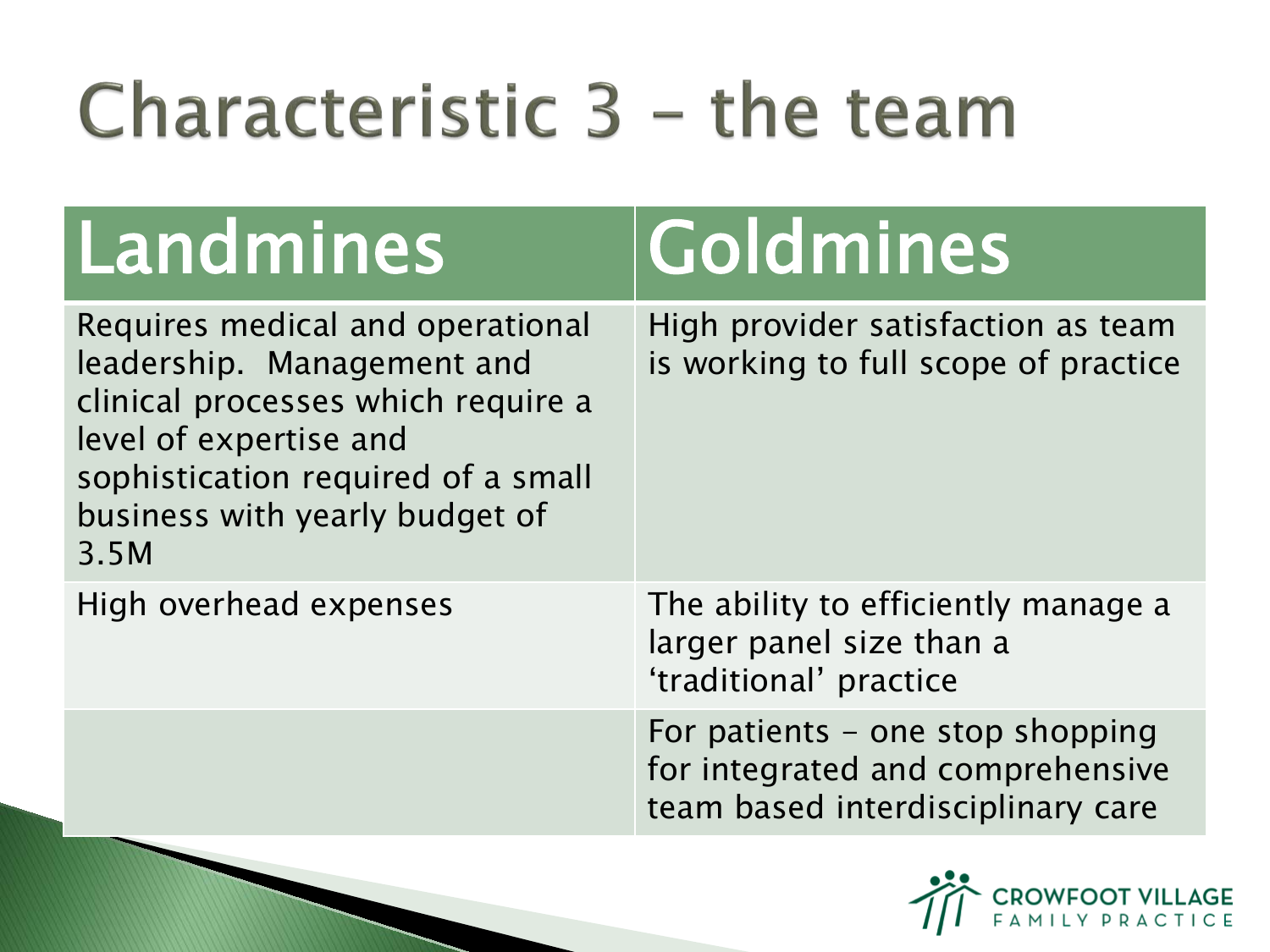# Characteristic 3 – the team

| Landmines | Goldmines |
| --- | --- |
| Requires medical and operational leadership. Management and clinical processes which require a level of expertise and sophistication required of a small business with yearly budget of 3.5M | High provider satisfaction as team is working to full scope of practice |
| High overhead expenses | The ability to efficiently manage a larger panel size than a 'traditional' practice |
| | For patients – one stop shopping for integrated and comprehensive team based interdisciplinary care |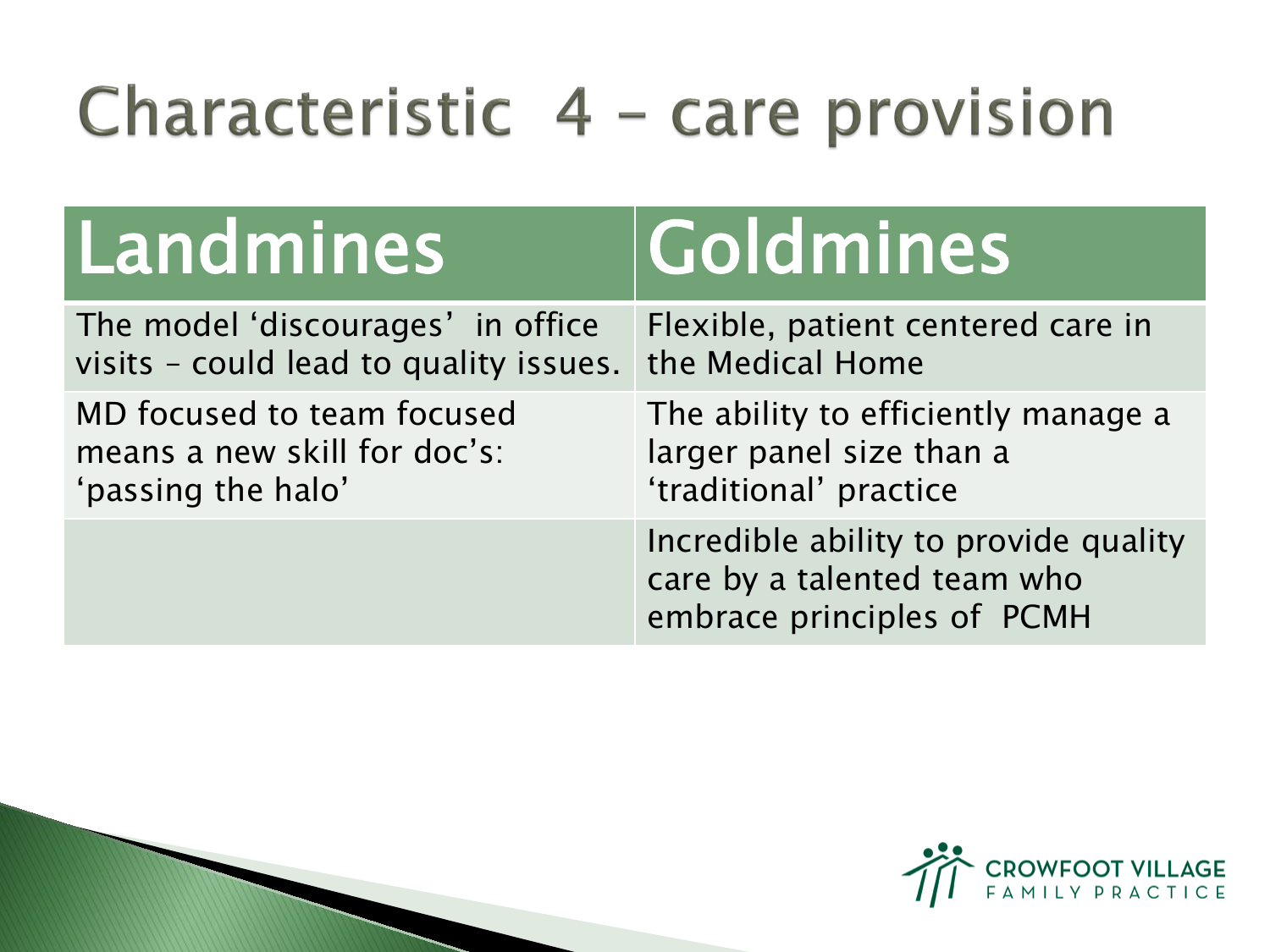# Characteristic 4 – care provision

| Landmines | Goldmines |
|---|---|
| The model 'discourages' in office visits – could lead to quality issues. | Flexible, patient centered care in the Medical Home |
| MD focused to team focused means a new skill for doc's: 'passing the halo' | The ability to efficiently manage a larger panel size than a 'traditional' practice |
| | Incredible ability to provide quality care by a talented team who embrace principles of PCMH |

CROWFOOT VILLAGE FAMILY PRACTICE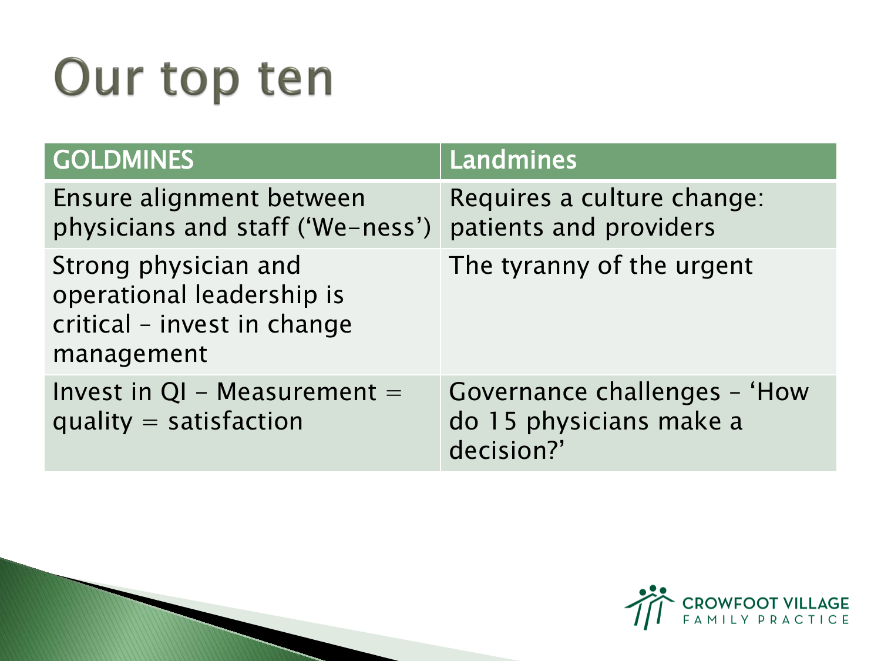# Our top ten

| GOLDMINES | Landmines |
| --- | --- |
| Ensure alignment between physicians and staff ('We-ness') | Requires a culture change: patients and providers |
| Strong physician and operational leadership is critical – invest in change management | The tyranny of the urgent |
| Invest in QI - Measurement = quality = satisfaction | Governance challenges – 'How do 15 physicians make a decision?' |

CROWFOOT VILLAGE FAMILY PRACTICE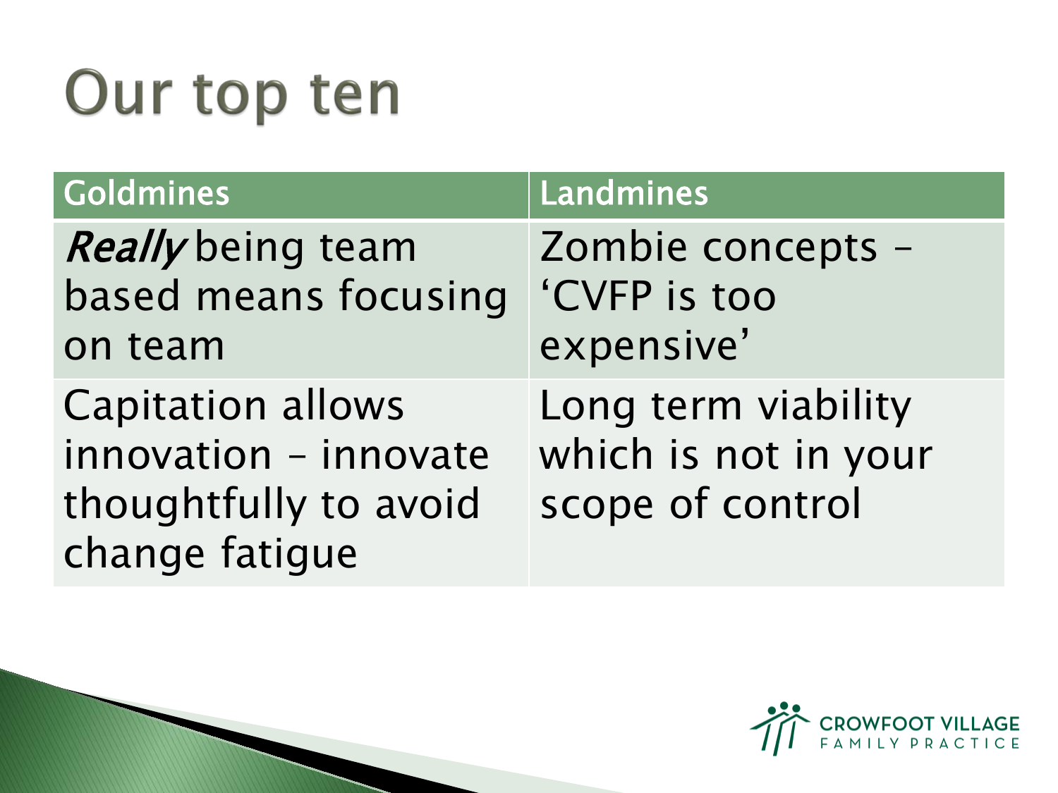# Our top ten

| Goldmines | Landmines |
|---|---|
| *Really* being team based means focusing on team | Zombie concepts – 'CVFP is too expensive' |
| Capitation allows innovation – innovate thoughtfully to avoid change fatigue | Long term viability which is not in your scope of control |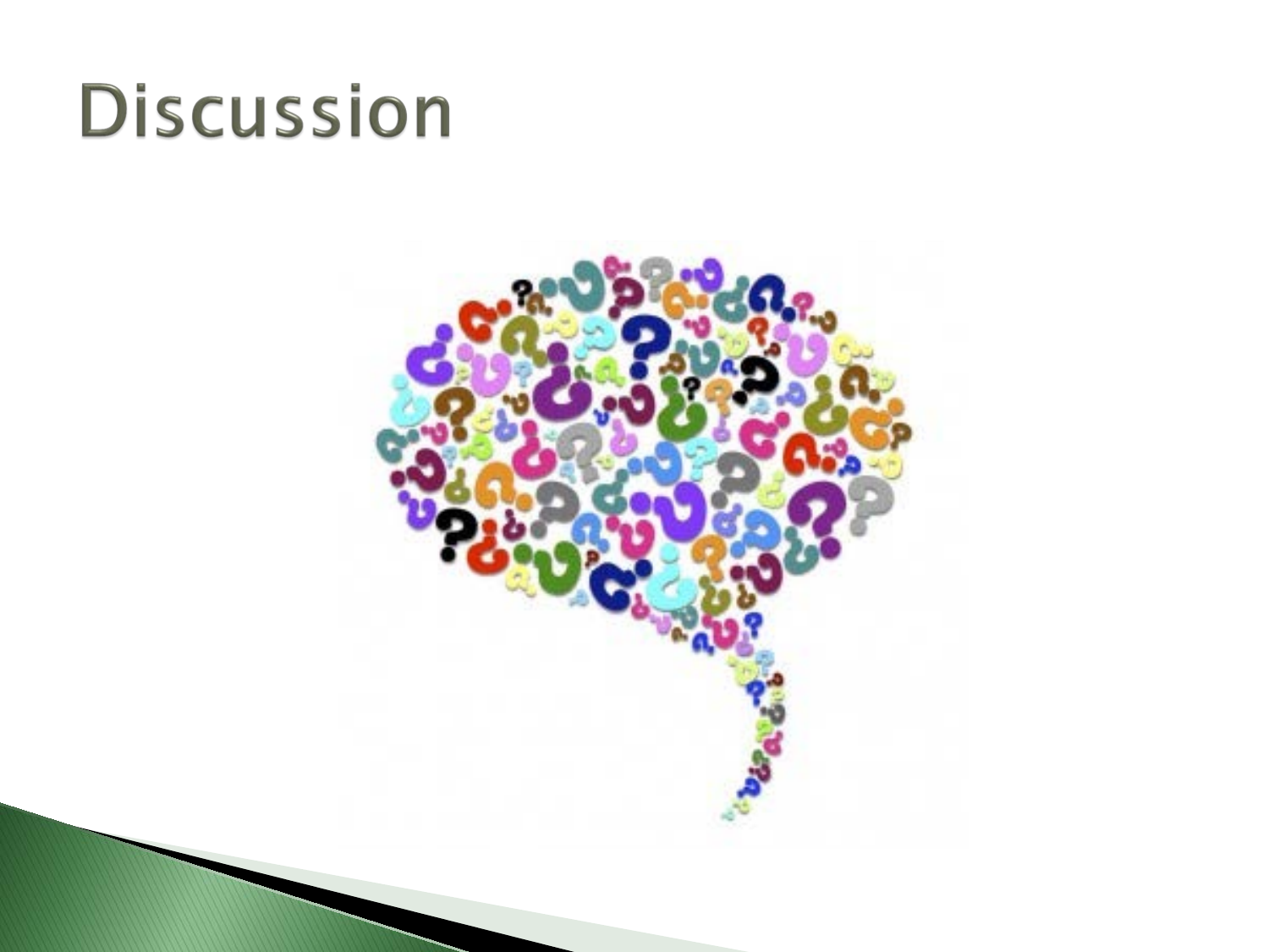# Discussion